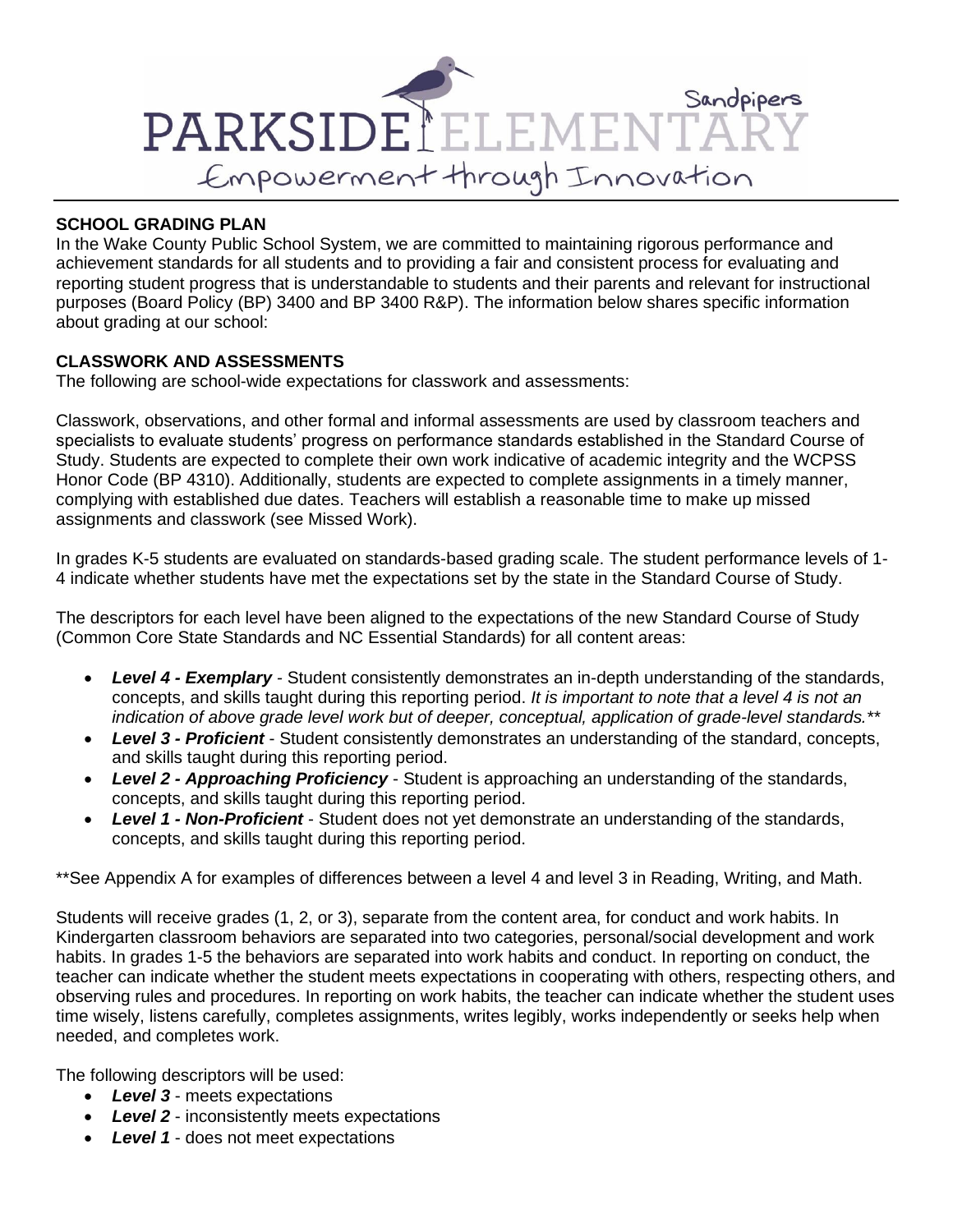PARKSIDE ELEMENTARY

Sandpipers

Empowerment through Innovation

## SCHOOL GRADING PLAN

In the Wake County Public School System, we are committed to maintaining rigorous performance and achievement standards for all students and to providing a fair and consistent process for evaluating and reporting student progress that is understandable to students and their parents and relevant for instructional purposes (Board Policy (BP) 3400 and BP 3400 R&P). The information below shares specific information about grading at our school:

## CLASSWORK AND ASSESSMENTS

The following are school-wide expectations for classwork and assessments:

Classwork, observations, and other formal and informal assessments are used by classroom teachers and specialists to evaluate students' progress on performance standards established in the Standard Course of Study. Students are expected to complete their own work indicative of academic integrity and the WCPSS Honor Code (BP 4310). Additionally, students are expected to complete assignments in a timely manner, complying with established due dates. Teachers will establish a reasonable time to make up missed assignments and classwork (see Missed Work).

In grades K-5 students are evaluated on standards-based grading scale. The student performance levels of 1-4 indicate whether students have met the expectations set by the state in the Standard Course of Study.

The descriptors for each level have been aligned to the expectations of the new Standard Course of Study (Common Core State Standards and NC Essential Standards) for all content areas:

- ***Level 4 - Exemplary*** - Student consistently demonstrates an in-depth understanding of the standards, concepts, and skills taught during this reporting period. *It is important to note that a level 4 is not an indication of above grade level work but of deeper, conceptual, application of grade-level standards.***
- ***Level 3 - Proficient*** - Student consistently demonstrates an understanding of the standard, concepts, and skills taught during this reporting period.
- ***Level 2 - Approaching Proficiency*** - Student is approaching an understanding of the standards, concepts, and skills taught during this reporting period.
- ***Level 1 - Non-Proficient*** - Student does not yet demonstrate an understanding of the standards, concepts, and skills taught during this reporting period.

**See Appendix A for examples of differences between a level 4 and level 3 in Reading, Writing, and Math.

Students will receive grades (1, 2, or 3), separate from the content area, for conduct and work habits. In Kindergarten classroom behaviors are separated into two categories, personal/social development and work habits. In grades 1-5 the behaviors are separated into work habits and conduct. In reporting on conduct, the teacher can indicate whether the student meets expectations in cooperating with others, respecting others, and observing rules and procedures. In reporting on work habits, the teacher can indicate whether the student uses time wisely, listens carefully, completes assignments, writes legibly, works independently or seeks help when needed, and completes work.

The following descriptors will be used:

- ***Level 3*** - meets expectations
- ***Level 2*** - inconsistently meets expectations
- ***Level 1*** - does not meet expectations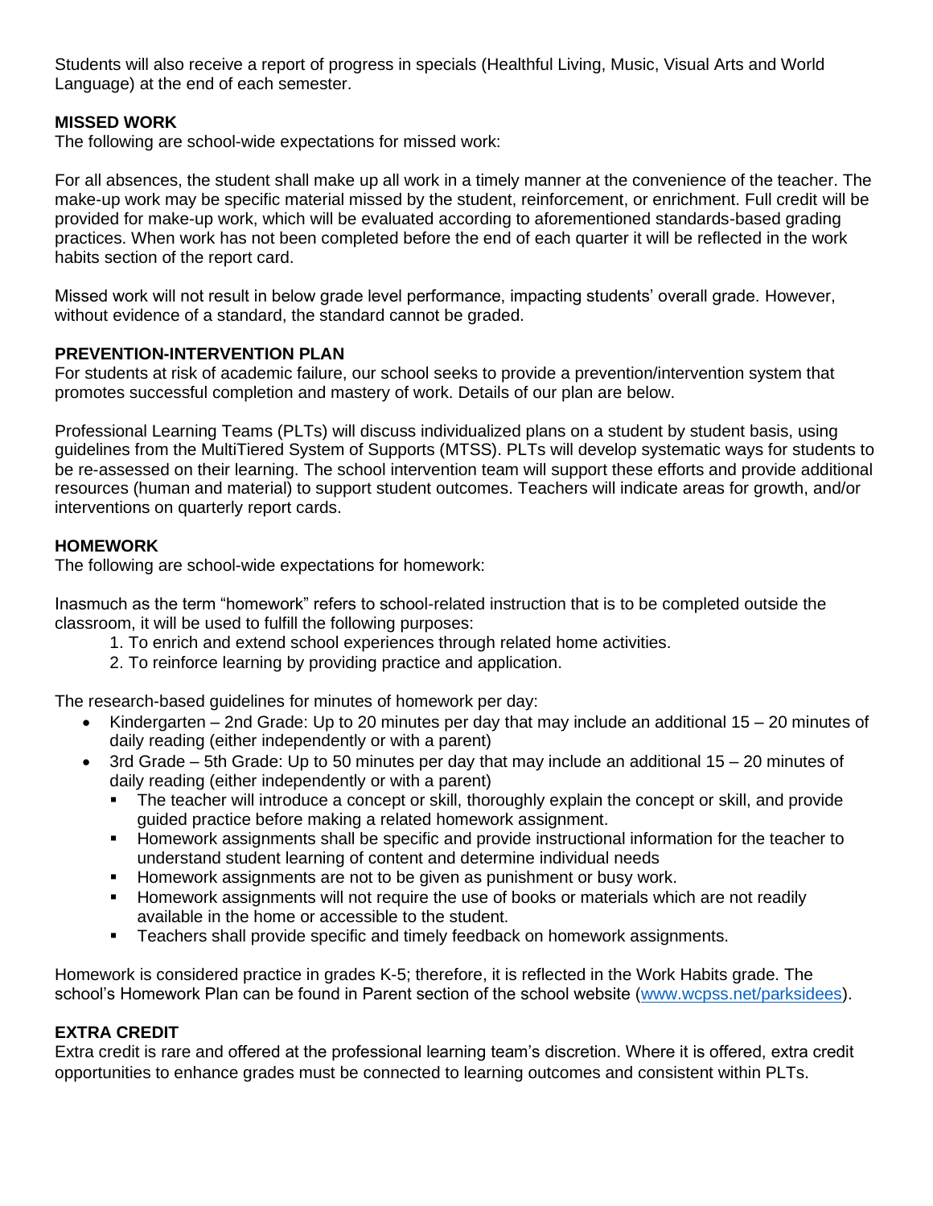Students will also receive a report of progress in specials (Healthful Living, Music, Visual Arts and World Language) at the end of each semester.

**MISSED WORK**

The following are school-wide expectations for missed work:

For all absences, the student shall make up all work in a timely manner at the convenience of the teacher. The make-up work may be specific material missed by the student, reinforcement, or enrichment. Full credit will be provided for make-up work, which will be evaluated according to aforementioned standards-based grading practices. When work has not been completed before the end of each quarter it will be reflected in the work habits section of the report card.

Missed work will not result in below grade level performance, impacting students' overall grade. However, without evidence of a standard, the standard cannot be graded.

**PREVENTION-INTERVENTION PLAN**

For students at risk of academic failure, our school seeks to provide a prevention/intervention system that promotes successful completion and mastery of work. Details of our plan are below.

Professional Learning Teams (PLTs) will discuss individualized plans on a student by student basis, using guidelines from the MultiTiered System of Supports (MTSS). PLTs will develop systematic ways for students to be re-assessed on their learning. The school intervention team will support these efforts and provide additional resources (human and material) to support student outcomes. Teachers will indicate areas for growth, and/or interventions on quarterly report cards.

**HOMEWORK**

The following are school-wide expectations for homework:

Inasmuch as the term "homework" refers to school-related instruction that is to be completed outside the classroom, it will be used to fulfill the following purposes:

1. To enrich and extend school experiences through related home activities.
2. To reinforce learning by providing practice and application.

The research-based guidelines for minutes of homework per day:

- Kindergarten – 2nd Grade: Up to 20 minutes per day that may include an additional 15 – 20 minutes of daily reading (either independently or with a parent)
- 3rd Grade – 5th Grade: Up to 50 minutes per day that may include an additional 15 – 20 minutes of daily reading (either independently or with a parent)
  - The teacher will introduce a concept or skill, thoroughly explain the concept or skill, and provide guided practice before making a related homework assignment.
  - Homework assignments shall be specific and provide instructional information for the teacher to understand student learning of content and determine individual needs
  - Homework assignments are not to be given as punishment or busy work.
  - Homework assignments will not require the use of books or materials which are not readily available in the home or accessible to the student.
  - Teachers shall provide specific and timely feedback on homework assignments.

Homework is considered practice in grades K-5; therefore, it is reflected in the Work Habits grade. The school's Homework Plan can be found in Parent section of the school website (www.wcpss.net/parksidees).

**EXTRA CREDIT**

Extra credit is rare and offered at the professional learning team's discretion. Where it is offered, extra credit opportunities to enhance grades must be connected to learning outcomes and consistent within PLTs.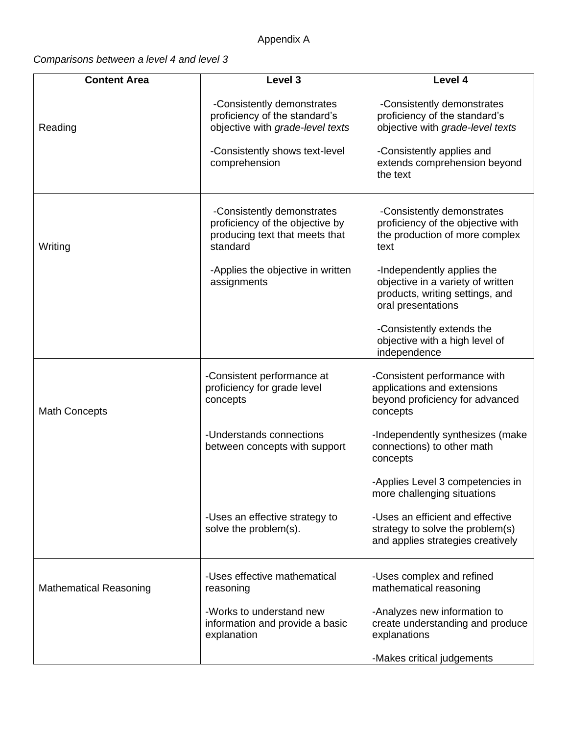Appendix A

*Comparisons between a level 4 and level 3*

| Content Area | Level 3 | Level 4 |
|---|---|---|
| Reading | -Consistently demonstrates proficiency of the standard's objective with *grade-level texts*<br><br>-Consistently shows text-level comprehension | -Consistently demonstrates proficiency of the standard's objective with *grade-level texts*<br><br>-Consistently applies and extends comprehension beyond the text |
| Writing | -Consistently demonstrates proficiency of the objective by producing text that meets that standard<br><br>-Applies the objective in written assignments | -Consistently demonstrates proficiency of the objective with the production of more complex text<br><br>-Independently applies the objective in a variety of written products, writing settings, and oral presentations<br><br>-Consistently extends the objective with a high level of independence |
| Math Concepts | -Consistent performance at proficiency for grade level concepts<br><br>-Understands connections between concepts with support<br><br>-Uses an effective strategy to solve the problem(s). | -Consistent performance with applications and extensions beyond proficiency for advanced concepts<br><br>-Independently synthesizes (make connections) to other math concepts<br><br>-Applies Level 3 competencies in more challenging situations<br><br>-Uses an efficient and effective strategy to solve the problem(s) and applies strategies creatively |
| Mathematical Reasoning | -Uses effective mathematical reasoning<br><br>-Works to understand new information and provide a basic explanation | -Uses complex and refined mathematical reasoning<br><br>-Analyzes new information to create understanding and produce explanations<br><br>-Makes critical judgements |